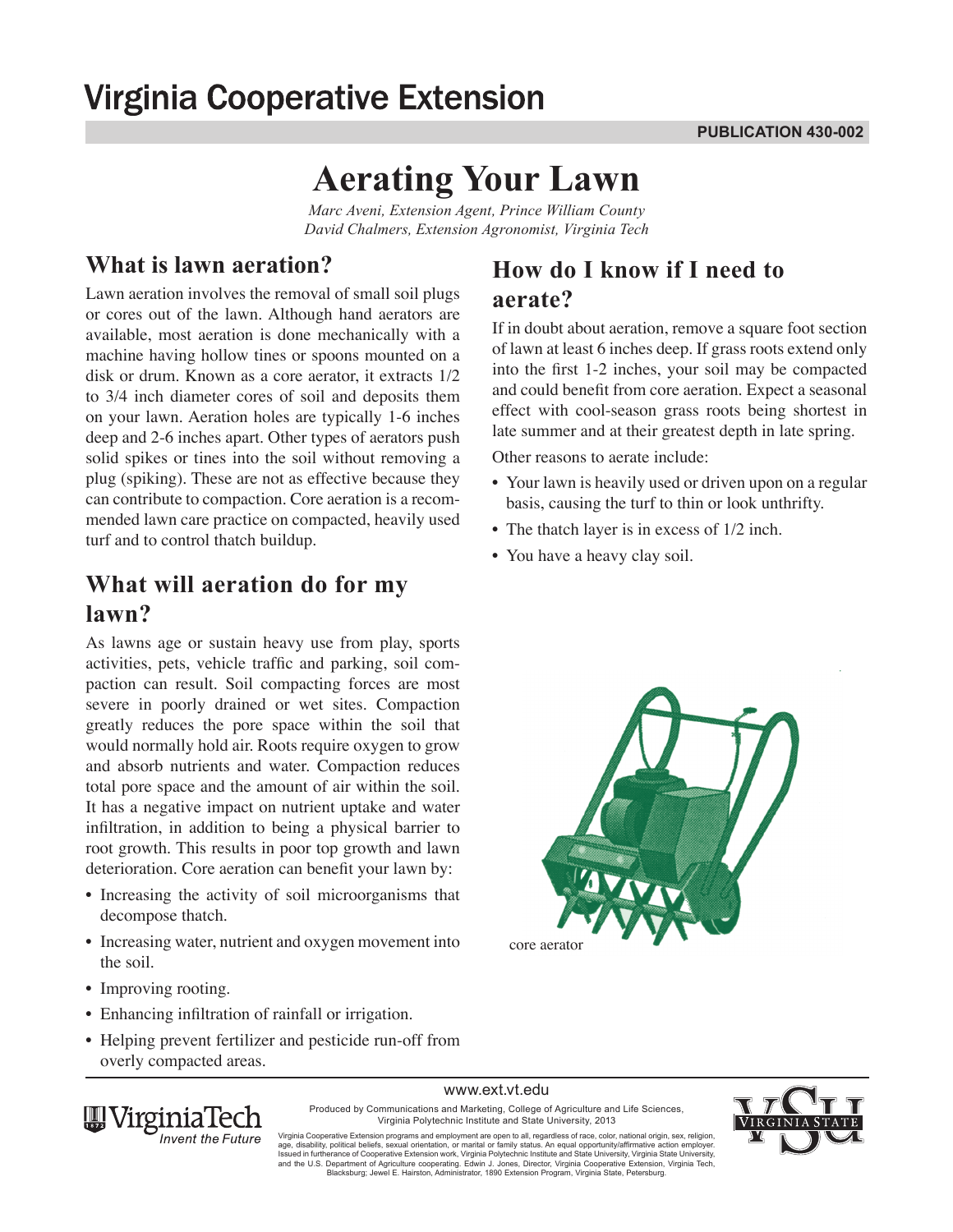# Virginia Cooperative Extension

PUBLICATION 430-002

# Aerating Your Lawn

*Marc Aveni, Extension Agent, Prince William County*
*David Chalmers, Extension Agronomist, Virginia Tech*

## What is lawn aeration?

Lawn aeration involves the removal of small soil plugs or cores out of the lawn. Although hand aerators are available, most aeration is done mechanically with a machine having hollow tines or spoons mounted on a disk or drum. Known as a core aerator, it extracts 1/2 to 3/4 inch diameter cores of soil and deposits them on your lawn. Aeration holes are typically 1-6 inches deep and 2-6 inches apart. Other types of aerators push solid spikes or tines into the soil without removing a plug (spiking). These are not as effective because they can contribute to compaction. Core aeration is a recommended lawn care practice on compacted, heavily used turf and to control thatch buildup.

## What will aeration do for my lawn?

As lawns age or sustain heavy use from play, sports activities, pets, vehicle traffic and parking, soil compaction can result. Soil compacting forces are most severe in poorly drained or wet sites. Compaction greatly reduces the pore space within the soil that would normally hold air. Roots require oxygen to grow and absorb nutrients and water. Compaction reduces total pore space and the amount of air within the soil. It has a negative impact on nutrient uptake and water infiltration, in addition to being a physical barrier to root growth. This results in poor top growth and lawn deterioration. Core aeration can benefit your lawn by:

- Increasing the activity of soil microorganisms that decompose thatch.
- Increasing water, nutrient and oxygen movement into the soil.
- Improving rooting.
- Enhancing infiltration of rainfall or irrigation.
- Helping prevent fertilizer and pesticide run-off from overly compacted areas.

## How do I know if I need to aerate?

If in doubt about aeration, remove a square foot section of lawn at least 6 inches deep. If grass roots extend only into the first 1-2 inches, your soil may be compacted and could benefit from core aeration. Expect a seasonal effect with cool-season grass roots being shortest in late summer and at their greatest depth in late spring.

Other reasons to aerate include:

- Your lawn is heavily used or driven upon on a regular basis, causing the turf to thin or look unthrifty.
- The thatch layer is in excess of 1/2 inch.
- You have a heavy clay soil.

core aerator

www.ext.vt.edu

Produced by Communications and Marketing, College of Agriculture and Life Sciences, Virginia Polytechnic Institute and State University, 2013

Virginia Cooperative Extension programs and employment are open to all, regardless of race, color, national origin, sex, religion, age, disability, political beliefs, sexual orientation, or marital or family status. An equal opportunity/affirmative action employer. Issued in furtherance of Cooperative Extension work, Virginia Polytechnic Institute and State University, Virginia State University, and the U.S. Department of Agriculture cooperating. Edwin J. Jones, Director, Virginia Cooperative Extension, Virginia Tech, Blacksburg; Jewel E. Hairston, Administrator, 1890 Extension Program, Virginia State, Petersburg.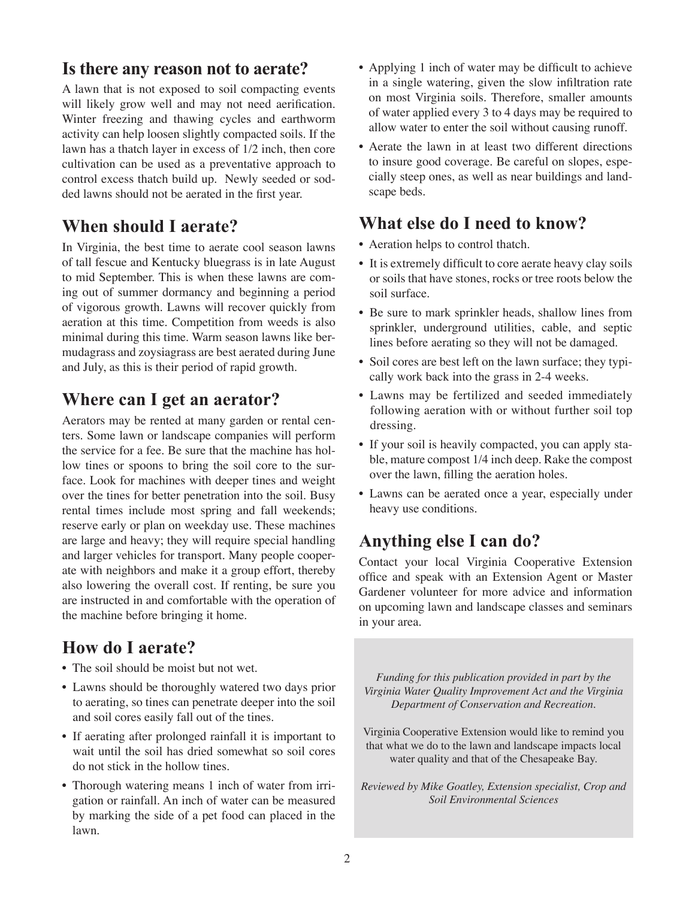## Is there any reason not to aerate?

A lawn that is not exposed to soil compacting events will likely grow well and may not need aerification. Winter freezing and thawing cycles and earthworm activity can help loosen slightly compacted soils. If the lawn has a thatch layer in excess of 1/2 inch, then core cultivation can be used as a preventative approach to control excess thatch build up. Newly seeded or sodded lawns should not be aerated in the first year.

## When should I aerate?

In Virginia, the best time to aerate cool season lawns of tall fescue and Kentucky bluegrass is in late August to mid September. This is when these lawns are coming out of summer dormancy and beginning a period of vigorous growth. Lawns will recover quickly from aeration at this time. Competition from weeds is also minimal during this time. Warm season lawns like bermudagrass and zoysiagrass are best aerated during June and July, as this is their period of rapid growth.

## Where can I get an aerator?

Aerators may be rented at many garden or rental centers. Some lawn or landscape companies will perform the service for a fee. Be sure that the machine has hollow tines or spoons to bring the soil core to the surface. Look for machines with deeper tines and weight over the tines for better penetration into the soil. Busy rental times include most spring and fall weekends; reserve early or plan on weekday use. These machines are large and heavy; they will require special handling and larger vehicles for transport. Many people cooperate with neighbors and make it a group effort, thereby also lowering the overall cost. If renting, be sure you are instructed in and comfortable with the operation of the machine before bringing it home.

## How do I aerate?

- The soil should be moist but not wet.
- Lawns should be thoroughly watered two days prior to aerating, so tines can penetrate deeper into the soil and soil cores easily fall out of the tines.
- If aerating after prolonged rainfall it is important to wait until the soil has dried somewhat so soil cores do not stick in the hollow tines.
- Thorough watering means 1 inch of water from irrigation or rainfall. An inch of water can be measured by marking the side of a pet food can placed in the lawn.
- Applying 1 inch of water may be difficult to achieve in a single watering, given the slow infiltration rate on most Virginia soils. Therefore, smaller amounts of water applied every 3 to 4 days may be required to allow water to enter the soil without causing runoff.
- Aerate the lawn in at least two different directions to insure good coverage. Be careful on slopes, especially steep ones, as well as near buildings and landscape beds.

## What else do I need to know?

- Aeration helps to control thatch.
- It is extremely difficult to core aerate heavy clay soils or soils that have stones, rocks or tree roots below the soil surface.
- Be sure to mark sprinkler heads, shallow lines from sprinkler, underground utilities, cable, and septic lines before aerating so they will not be damaged.
- Soil cores are best left on the lawn surface; they typically work back into the grass in 2-4 weeks.
- Lawns may be fertilized and seeded immediately following aeration with or without further soil top dressing.
- If your soil is heavily compacted, you can apply stable, mature compost 1/4 inch deep. Rake the compost over the lawn, filling the aeration holes.
- Lawns can be aerated once a year, especially under heavy use conditions.

## Anything else I can do?

Contact your local Virginia Cooperative Extension office and speak with an Extension Agent or Master Gardener volunteer for more advice and information on upcoming lawn and landscape classes and seminars in your area.

*Funding for this publication provided in part by the Virginia Water Quality Improvement Act and the Virginia Department of Conservation and Recreation.*

Virginia Cooperative Extension would like to remind you that what we do to the lawn and landscape impacts local water quality and that of the Chesapeake Bay.

*Reviewed by Mike Goatley, Extension specialist, Crop and Soil Environmental Sciences*